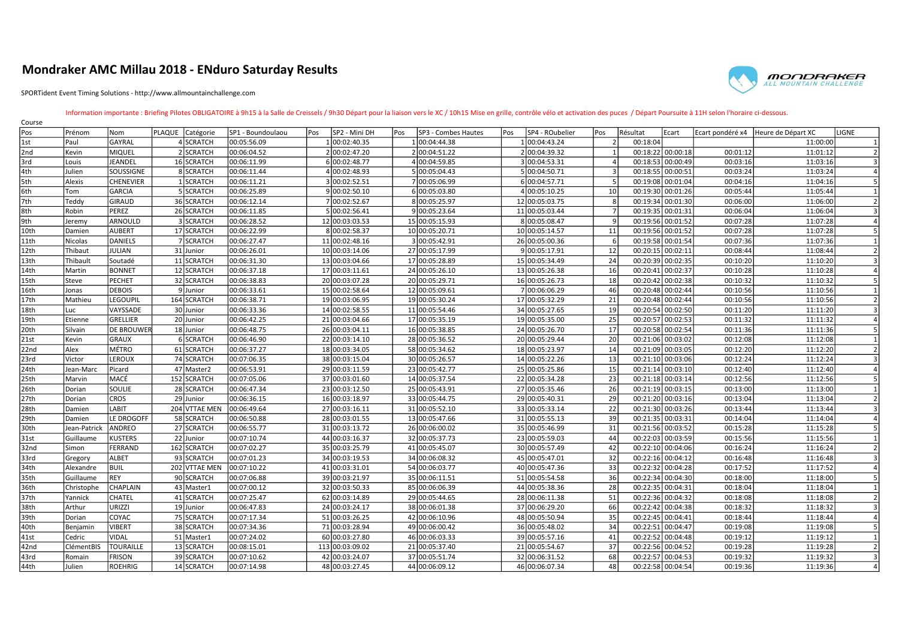# Mondraker AMC Millau 2018 - ENduro Saturday Results

SPORTident Event Timing Solutions - http://www.allmountainchallenge.com

Information importante : Briefing Pilotes OBLIGATOIRE à 9h15 à la Salle de Creissels / 9h30 Départ pour la liaison vers le XC / 10h15 Mise en grille, contrôle vélo et activation des puces / Départ Poursuite à 11H selon l'horaire ci-dessous.

Course

| Pos | Prénom | Nom | PLAQUE | Catégorie | SP1 - Boundoulaou | Pos | SP2 - Mini DH | Pos | SP3 - Combes Hautes | Pos | SP4 - ROubelier | Pos | Résultat | Ecart | Ecart pondéré x4 | Heure de Départ XC | LIGNE |
|---|---|---|---|---|---|---|---|---|---|---|---|---|---|---|---|---|---|
| 1st | Paul | GAYRAL | 4 | SCRATCH | 00:05:56.09 | 1 | 00:02:40.35 | 1 | 00:04:44.38 | 1 | 00:04:43.24 | 2 | 00:18:04 | | | 11:00:00 | 1 |
| 2nd | Kevin | MIQUEL | 2 | SCRATCH | 00:06:04.52 | 2 | 00:02:47.20 | 2 | 00:04:51.22 | 2 | 00:04:39.32 | 1 | 00:18:22 | 00:00:18 | 00:01:12 | 11:01:12 | 2 |
| 3rd | Louis | JEANDEL | 16 | SCRATCH | 00:06:11.99 | 6 | 00:02:48.77 | 4 | 00:04:59.85 | 3 | 00:04:53.31 | 4 | 00:18:53 | 00:00:49 | 00:03:16 | 11:03:16 | 3 |
| 4th | Julien | SOUSSIGNE | 8 | SCRATCH | 00:06:11.44 | 4 | 00:02:48.93 | 5 | 00:05:04.43 | 5 | 00:04:50.71 | 3 | 00:18:55 | 00:00:51 | 00:03:24 | 11:03:24 | 4 |
| 5th | Alexis | CHENEVIER | 1 | SCRATCH | 00:06:11.21 | 3 | 00:02:52.51 | 7 | 00:05:06.99 | 6 | 00:04:57.71 | 5 | 00:19:08 | 00:01:04 | 00:04:16 | 11:04:16 | 5 |
| 6th | Tom | GARCIA | 5 | SCRATCH | 00:06:25.89 | 9 | 00:02:50.10 | 6 | 00:05:03.80 | 4 | 00:05:10.25 | 10 | 00:19:30 | 00:01:26 | 00:05:44 | 11:05:44 | 1 |
| 7th | Teddy | GIRAUD | 36 | SCRATCH | 00:06:12.14 | 7 | 00:02:52.67 | 8 | 00:05:25.97 | 12 | 00:05:03.75 | 8 | 00:19:34 | 00:01:30 | 00:06:00 | 11:06:00 | 2 |
| 8th | Robin | PEREZ | 26 | SCRATCH | 00:06:11.85 | 5 | 00:02:56.41 | 9 | 00:05:23.64 | 11 | 00:05:03.44 | 7 | 00:19:35 | 00:01:31 | 00:06:04 | 11:06:04 | 3 |
| 9th | Jeremy | ARNOULD | 3 | SCRATCH | 00:06:28.52 | 12 | 00:03:03.53 | 15 | 00:05:15.93 | 8 | 00:05:08.47 | 9 | 00:19:56 | 00:01:52 | 00:07:28 | 11:07:28 | 4 |
| 10th | Damien | AUBERT | 17 | SCRATCH | 00:06:22.99 | 8 | 00:02:58.37 | 10 | 00:05:20.71 | 10 | 00:05:14.57 | 11 | 00:19:56 | 00:01:52 | 00:07:28 | 11:07:28 | 5 |
| 11th | Nicolas | DANIELS | 7 | SCRATCH | 00:06:27.47 | 11 | 00:02:48.16 | 3 | 00:05:42.91 | 26 | 00:05:00.36 | 6 | 00:19:58 | 00:01:54 | 00:07:36 | 11:07:36 | 1 |
| 12th | Thibaut | JULIAN | 31 | Junior | 00:06:26.01 | 10 | 00:03:14.06 | 27 | 00:05:17.99 | 9 | 00:05:17.91 | 12 | 00:20:15 | 00:02:11 | 00:08:44 | 11:08:44 | 2 |
| 13th | Thibault | Soutadé | 11 | SCRATCH | 00:06:31.30 | 13 | 00:03:04.66 | 17 | 00:05:28.89 | 15 | 00:05:34.49 | 24 | 00:20:39 | 00:02:35 | 00:10:20 | 11:10:20 | 3 |
| 14th | Martin | BONNET | 12 | SCRATCH | 00:06:37.18 | 17 | 00:03:11.61 | 24 | 00:05:26.10 | 13 | 00:05:26.38 | 16 | 00:20:41 | 00:02:37 | 00:10:28 | 11:10:28 | 4 |
| 15th | Steve | PECHET | 32 | SCRATCH | 00:06:38.83 | 20 | 00:03:07.28 | 20 | 00:05:29.71 | 16 | 00:05:26.73 | 18 | 00:20:42 | 00:02:38 | 00:10:32 | 11:10:32 | 5 |
| 16th | Jonas | DEBOIS | 9 | Junior | 00:06:33.61 | 15 | 00:02:58.64 | 12 | 00:05:09.61 | 7 | 00:06:06.29 | 46 | 00:20:48 | 00:02:44 | 00:10:56 | 11:10:56 | 1 |
| 17th | Mathieu | LEGOUPIL | 164 | SCRATCH | 00:06:38.71 | 19 | 00:03:06.95 | 19 | 00:05:30.24 | 17 | 00:05:32.29 | 21 | 00:20:48 | 00:02:44 | 00:10:56 | 11:10:56 | 2 |
| 18th | Luc | VAYSSADE | 30 | Junior | 00:06:33.36 | 14 | 00:02:58.55 | 11 | 00:05:54.46 | 34 | 00:05:27.65 | 19 | 00:20:54 | 00:02:50 | 00:11:20 | 11:11:20 | 3 |
| 19th | Etienne | GRELLIER | 20 | Junior | 00:06:42.25 | 21 | 00:03:04.66 | 17 | 00:05:35.19 | 19 | 00:05:35.00 | 25 | 00:20:57 | 00:02:53 | 00:11:32 | 11:11:32 | 4 |
| 20th | Silvain | DE BROUWER | 18 | Junior | 00:06:48.75 | 26 | 00:03:04.11 | 16 | 00:05:38.85 | 24 | 00:05:26.70 | 17 | 00:20:58 | 00:02:54 | 00:11:36 | 11:11:36 | 5 |
| 21st | Kevin | GRAUX | 6 | SCRATCH | 00:06:46.90 | 22 | 00:03:14.10 | 28 | 00:05:36.52 | 20 | 00:05:29.44 | 20 | 00:21:06 | 00:03:02 | 00:12:08 | 11:12:08 | 1 |
| 22nd | Alex | MÉTRO | 61 | SCRATCH | 00:06:37.27 | 18 | 00:03:34.05 | 58 | 00:05:34.62 | 18 | 00:05:23.97 | 14 | 00:21:09 | 00:03:05 | 00:12:20 | 11:12:20 | 2 |
| 23rd | Victor | LEROUX | 74 | SCRATCH | 00:07:06.35 | 38 | 00:03:15.04 | 30 | 00:05:26.57 | 14 | 00:05:22.26 | 13 | 00:21:10 | 00:03:06 | 00:12:24 | 11:12:24 | 3 |
| 24th | Jean-Marc | Picard | 47 | Master2 | 00:06:53.91 | 29 | 00:03:11.59 | 23 | 00:05:42.77 | 25 | 00:05:25.86 | 15 | 00:21:14 | 00:03:10 | 00:12:40 | 11:12:40 | 4 |
| 25th | Marvin | MACÉ | 152 | SCRATCH | 00:07:05.06 | 37 | 00:03:01.60 | 14 | 00:05:37.54 | 22 | 00:05:34.28 | 23 | 00:21:18 | 00:03:14 | 00:12:56 | 11:12:56 | 5 |
| 26th | Dorian | SOULIE | 28 | SCRATCH | 00:06:47.34 | 23 | 00:03:12.50 | 25 | 00:05:43.91 | 27 | 00:05:35.46 | 26 | 00:21:19 | 00:03:15 | 00:13:00 | 11:13:00 | 1 |
| 27th | Dorian | CROS | 29 | Junior | 00:06:36.15 | 16 | 00:03:18.97 | 33 | 00:05:44.75 | 29 | 00:05:40.31 | 29 | 00:21:20 | 00:03:16 | 00:13:04 | 11:13:04 | 2 |
| 28th | Damien | LABIT | 204 | VTTAE MEN | 00:06:49.64 | 27 | 00:03:16.11 | 31 | 00:05:52.10 | 33 | 00:05:33.14 | 22 | 00:21:30 | 00:03:26 | 00:13:44 | 11:13:44 | 3 |
| 29th | Damien | LE DROGOFF | 58 | SCRATCH | 00:06:50.88 | 28 | 00:03:01.55 | 13 | 00:05:47.66 | 31 | 00:05:55.13 | 39 | 00:21:35 | 00:03:31 | 00:14:04 | 11:14:04 | 4 |
| 30th | Jean-Patrick | ANDREO | 27 | SCRATCH | 00:06:55.77 | 31 | 00:03:13.72 | 26 | 00:06:00.02 | 35 | 00:05:46.99 | 31 | 00:21:56 | 00:03:52 | 00:15:28 | 11:15:28 | 5 |
| 31st | Guillaume | KUSTERS | 22 | Junior | 00:07:10.74 | 44 | 00:03:16.37 | 32 | 00:05:37.73 | 23 | 00:05:59.03 | 44 | 00:22:03 | 00:03:59 | 00:15:56 | 11:15:56 | 1 |
| 32nd | Simon | FERRAND | 162 | SCRATCH | 00:07:02.27 | 35 | 00:03:25.79 | 41 | 00:05:45.07 | 30 | 00:05:57.49 | 42 | 00:22:10 | 00:04:06 | 00:16:24 | 11:16:24 | 2 |
| 33rd | Gregory | ALBET | 93 | SCRATCH | 00:07:01.23 | 34 | 00:03:19.53 | 34 | 00:06:08.32 | 45 | 00:05:47.01 | 32 | 00:22:16 | 00:04:12 | 00:16:48 | 11:16:48 | 3 |
| 34th | Alexandre | BUIL | 202 | VTTAE MEN | 00:07:10.22 | 41 | 00:03:31.01 | 54 | 00:06:03.77 | 40 | 00:05:47.36 | 33 | 00:22:32 | 00:04:28 | 00:17:52 | 11:17:52 | 4 |
| 35th | Guillaume | REY | 90 | SCRATCH | 00:07:06.88 | 39 | 00:03:21.97 | 35 | 00:06:11.51 | 51 | 00:05:54.58 | 36 | 00:22:34 | 00:04:30 | 00:18:00 | 11:18:00 | 5 |
| 36th | Christophe | CHAPLAIN | 43 | Master1 | 00:07:00.12 | 32 | 00:03:50.33 | 85 | 00:06:06.39 | 44 | 00:05:38.36 | 28 | 00:22:35 | 00:04:31 | 00:18:04 | 11:18:04 | 1 |
| 37th | Yannick | CHATEL | 41 | SCRATCH | 00:07:25.47 | 62 | 00:03:14.89 | 29 | 00:05:44.65 | 28 | 00:06:11.38 | 51 | 00:22:36 | 00:04:32 | 00:18:08 | 11:18:08 | 2 |
| 38th | Arthur | URIZZI | 19 | Junior | 00:06:47.83 | 24 | 00:03:24.17 | 38 | 00:06:01.38 | 37 | 00:06:29.20 | 66 | 00:22:42 | 00:04:38 | 00:18:32 | 11:18:32 | 3 |
| 39th | Dorian | COYAC | 75 | SCRATCH | 00:07:17.34 | 51 | 00:03:26.25 | 42 | 00:06:10.96 | 48 | 00:05:50.94 | 35 | 00:22:45 | 00:04:41 | 00:18:44 | 11:18:44 | 4 |
| 40th | Benjamin | VIBERT | 38 | SCRATCH | 00:07:34.36 | 71 | 00:03:28.94 | 49 | 00:06:00.42 | 36 | 00:05:48.02 | 34 | 00:22:51 | 00:04:47 | 00:19:08 | 11:19:08 | 5 |
| 41st | Cedric | VIDAL | 51 | Master1 | 00:07:24.02 | 60 | 00:03:27.80 | 46 | 00:06:03.33 | 39 | 00:05:57.16 | 41 | 00:22:52 | 00:04:48 | 00:19:12 | 11:19:12 | 1 |
| 42nd | ClémentBIS | TOURAILLE | 13 | SCRATCH | 00:08:15.01 | 113 | 00:03:09.02 | 21 | 00:05:37.40 | 21 | 00:05:54.67 | 37 | 00:22:56 | 00:04:52 | 00:19:28 | 11:19:28 | 2 |
| 43rd | Romain | FRISON | 39 | SCRATCH | 00:07:10.62 | 42 | 00:03:24.07 | 37 | 00:05:51.74 | 32 | 00:06:31.52 | 68 | 00:22:57 | 00:04:53 | 00:19:32 | 11:19:32 | 3 |
| 44th | Julien | ROEHRIG | 14 | SCRATCH | 00:07:14.98 | 48 | 00:03:27.45 | 44 | 00:06:09.12 | 46 | 00:06:07.34 | 48 | 00:22:58 | 00:04:54 | 00:19:36 | 11:19:36 | 4 |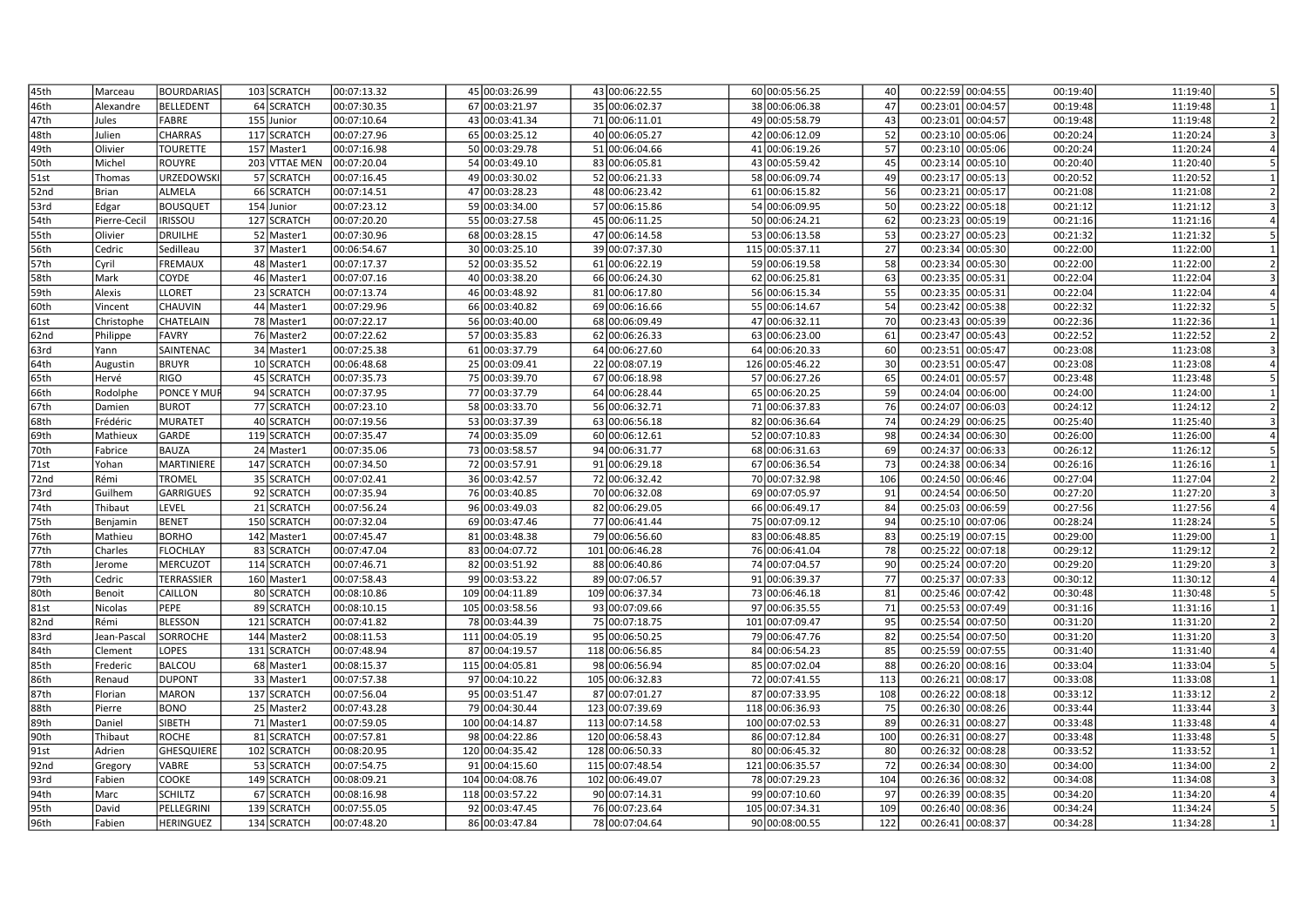| | | | | | | | | | | | | | | | | | |
|---|---|---|---|---|---|---|---|---|---|---|---|---|---|---|---|---|---|
| 45th | Marceau | BOURDARIAS | 103 | SCRATCH | 00:07:13.32 | 45 | 00:03:26.99 | 43 | 00:06:22.55 | 60 | 00:05:56.25 | 40 | 00:22:59 | 00:04:55 | 00:19:40 | 11:19:40 | 5 |
| 46th | Alexandre | BELLEDENT | 64 | SCRATCH | 00:07:30.35 | 67 | 00:03:21.97 | 35 | 00:06:02.37 | 38 | 00:06:06.38 | 47 | 00:23:01 | 00:04:57 | 00:19:48 | 11:19:48 | 1 |
| 47th | Jules | FABRE | 155 | Junior | 00:07:10.64 | 43 | 00:03:41.34 | 71 | 00:06:11.01 | 49 | 00:05:58.79 | 43 | 00:23:01 | 00:04:57 | 00:19:48 | 11:19:48 | 2 |
| 48th | Julien | CHARRAS | 117 | SCRATCH | 00:07:27.96 | 65 | 00:03:25.12 | 40 | 00:06:05.27 | 42 | 00:06:12.09 | 52 | 00:23:10 | 00:05:06 | 00:20:24 | 11:20:24 | 3 |
| 49th | Olivier | TOURETTE | 157 | Master1 | 00:07:16.98 | 50 | 00:03:29.78 | 51 | 00:06:04.66 | 41 | 00:06:19.26 | 57 | 00:23:10 | 00:05:06 | 00:20:24 | 11:20:24 | 4 |
| 50th | Michel | ROUYRE | 203 | VTTAE MEN | 00:07:20.04 | 54 | 00:03:49.10 | 83 | 00:06:05.81 | 43 | 00:05:59.42 | 45 | 00:23:14 | 00:05:10 | 00:20:40 | 11:20:40 | 5 |
| 51st | Thomas | URZEDOWSKI | 57 | SCRATCH | 00:07:16.45 | 49 | 00:03:30.02 | 52 | 00:06:21.33 | 58 | 00:06:09.74 | 49 | 00:23:17 | 00:05:13 | 00:20:52 | 11:20:52 | 1 |
| 52nd | Brian | ALMELA | 66 | SCRATCH | 00:07:14.51 | 47 | 00:03:28.23 | 48 | 00:06:23.42 | 61 | 00:06:15.82 | 56 | 00:23:21 | 00:05:17 | 00:21:08 | 11:21:08 | 2 |
| 53rd | Edgar | BOUSQUET | 154 | Junior | 00:07:23.12 | 59 | 00:03:34.00 | 57 | 00:06:15.86 | 54 | 00:06:09.95 | 50 | 00:23:22 | 00:05:18 | 00:21:12 | 11:21:12 | 3 |
| 54th | Pierre-Cecil | IRISSOU | 127 | SCRATCH | 00:07:20.20 | 55 | 00:03:27.58 | 45 | 00:06:11.25 | 50 | 00:06:24.21 | 62 | 00:23:23 | 00:05:19 | 00:21:16 | 11:21:16 | 4 |
| 55th | Olivier | DRUILHE | 52 | Master1 | 00:07:30.96 | 68 | 00:03:28.15 | 47 | 00:06:14.58 | 53 | 00:06:13.58 | 53 | 00:23:27 | 00:05:23 | 00:21:32 | 11:21:32 | 5 |
| 56th | Cedric | Sedilleau | 37 | Master1 | 00:06:54.67 | 30 | 00:03:25.10 | 39 | 00:07:37.30 | 115 | 00:05:37.11 | 27 | 00:23:34 | 00:05:30 | 00:22:00 | 11:22:00 | 1 |
| 57th | Cyril | FREMAUX | 48 | Master1 | 00:07:17.37 | 52 | 00:03:35.52 | 61 | 00:06:22.19 | 59 | 00:06:19.58 | 58 | 00:23:34 | 00:05:30 | 00:22:00 | 11:22:00 | 2 |
| 58th | Mark | COYDE | 46 | Master1 | 00:07:07.16 | 40 | 00:03:38.20 | 66 | 00:06:24.30 | 62 | 00:06:25.81 | 63 | 00:23:35 | 00:05:31 | 00:22:04 | 11:22:04 | 3 |
| 59th | Alexis | LLORET | 23 | SCRATCH | 00:07:13.74 | 46 | 00:03:48.92 | 81 | 00:06:17.80 | 56 | 00:06:15.34 | 55 | 00:23:35 | 00:05:31 | 00:22:04 | 11:22:04 | 4 |
| 60th | Vincent | CHAUVIN | 44 | Master1 | 00:07:29.96 | 66 | 00:03:40.82 | 69 | 00:06:16.66 | 55 | 00:06:14.67 | 54 | 00:23:42 | 00:05:38 | 00:22:32 | 11:22:32 | 5 |
| 61st | Christophe | CHATELAIN | 78 | Master1 | 00:07:22.17 | 56 | 00:03:40.00 | 68 | 00:06:09.49 | 47 | 00:06:32.11 | 70 | 00:23:43 | 00:05:39 | 00:22:36 | 11:22:36 | 1 |
| 62nd | Philippe | FAVRY | 76 | Master2 | 00:07:22.62 | 57 | 00:03:35.83 | 62 | 00:06:26.33 | 63 | 00:06:23.00 | 61 | 00:23:47 | 00:05:43 | 00:22:52 | 11:22:52 | 2 |
| 63rd | Yann | SAINTENAC | 34 | Master1 | 00:07:25.38 | 61 | 00:03:37.79 | 64 | 00:06:27.60 | 64 | 00:06:20.33 | 60 | 00:23:51 | 00:05:47 | 00:23:08 | 11:23:08 | 3 |
| 64th | Augustin | BRUYR | 10 | SCRATCH | 00:06:48.68 | 25 | 00:03:09.41 | 22 | 00:08:07.19 | 126 | 00:05:46.22 | 30 | 00:23:51 | 00:05:47 | 00:23:08 | 11:23:08 | 4 |
| 65th | Hervé | RIGO | 45 | SCRATCH | 00:07:35.73 | 75 | 00:03:39.70 | 67 | 00:06:18.98 | 57 | 00:06:27.26 | 65 | 00:24:01 | 00:05:57 | 00:23:48 | 11:23:48 | 5 |
| 66th | Rodolphe | PONCE Y MUR | 94 | SCRATCH | 00:07:37.95 | 77 | 00:03:37.79 | 64 | 00:06:28.44 | 65 | 00:06:20.25 | 59 | 00:24:04 | 00:06:00 | 00:24:00 | 11:24:00 | 1 |
| 67th | Damien | BUROT | 77 | SCRATCH | 00:07:23.10 | 58 | 00:03:33.70 | 56 | 00:06:32.71 | 71 | 00:06:37.83 | 76 | 00:24:07 | 00:06:03 | 00:24:12 | 11:24:12 | 2 |
| 68th | Frédéric | MURATET | 40 | SCRATCH | 00:07:19.56 | 53 | 00:03:37.39 | 63 | 00:06:56.18 | 82 | 00:06:36.64 | 74 | 00:24:29 | 00:06:25 | 00:25:40 | 11:25:40 | 3 |
| 69th | Mathieux | GARDE | 119 | SCRATCH | 00:07:35.47 | 74 | 00:03:35.09 | 60 | 00:06:12.61 | 52 | 00:07:10.83 | 98 | 00:24:34 | 00:06:30 | 00:26:00 | 11:26:00 | 4 |
| 70th | Fabrice | BAUZA | 24 | Master1 | 00:07:35.06 | 73 | 00:03:58.57 | 94 | 00:06:31.77 | 68 | 00:06:31.63 | 69 | 00:24:37 | 00:06:33 | 00:26:12 | 11:26:12 | 5 |
| 71st | Yohan | MARTINIERE | 147 | SCRATCH | 00:07:34.50 | 72 | 00:03:57.91 | 91 | 00:06:29.18 | 67 | 00:06:36.54 | 73 | 00:24:38 | 00:06:34 | 00:26:16 | 11:26:16 | 1 |
| 72nd | Rémi | TROMEL | 35 | SCRATCH | 00:07:02.41 | 36 | 00:03:42.57 | 72 | 00:06:32.42 | 70 | 00:07:32.98 | 106 | 00:24:50 | 00:06:46 | 00:27:04 | 11:27:04 | 2 |
| 73rd | Guilhem | GARRIGUES | 92 | SCRATCH | 00:07:35.94 | 76 | 00:03:40.85 | 70 | 00:06:32.08 | 69 | 00:07:05.97 | 91 | 00:24:54 | 00:06:50 | 00:27:20 | 11:27:20 | 3 |
| 74th | Thibaut | LEVEL | 21 | SCRATCH | 00:07:56.24 | 96 | 00:03:49.03 | 82 | 00:06:29.05 | 66 | 00:06:49.17 | 84 | 00:25:03 | 00:06:59 | 00:27:56 | 11:27:56 | 4 |
| 75th | Benjamin | BENET | 150 | SCRATCH | 00:07:32.04 | 69 | 00:03:47.46 | 77 | 00:06:41.44 | 75 | 00:07:09.12 | 94 | 00:25:10 | 00:07:06 | 00:28:24 | 11:28:24 | 5 |
| 76th | Mathieu | BORHO | 142 | Master1 | 00:07:45.47 | 81 | 00:03:48.38 | 79 | 00:06:56.60 | 83 | 00:06:48.85 | 83 | 00:25:19 | 00:07:15 | 00:29:00 | 11:29:00 | 1 |
| 77th | Charles | FLOCHLAY | 83 | SCRATCH | 00:07:47.04 | 83 | 00:04:07.72 | 101 | 00:06:46.28 | 76 | 00:06:41.04 | 78 | 00:25:22 | 00:07:18 | 00:29:12 | 11:29:12 | 2 |
| 78th | Jerome | MERCUZOT | 114 | SCRATCH | 00:07:46.71 | 82 | 00:03:51.92 | 88 | 00:06:40.86 | 74 | 00:07:04.57 | 90 | 00:25:24 | 00:07:20 | 00:29:20 | 11:29:20 | 3 |
| 79th | Cedric | TERRASSIER | 160 | Master1 | 00:07:58.43 | 99 | 00:03:53.22 | 89 | 00:07:06.57 | 91 | 00:06:39.37 | 77 | 00:25:37 | 00:07:33 | 00:30:12 | 11:30:12 | 4 |
| 80th | Benoit | CAILLON | 80 | SCRATCH | 00:08:10.86 | 109 | 00:04:11.89 | 109 | 00:06:37.34 | 73 | 00:06:46.18 | 81 | 00:25:46 | 00:07:42 | 00:30:48 | 11:30:48 | 5 |
| 81st | Nicolas | PEPE | 89 | SCRATCH | 00:08:10.15 | 105 | 00:03:58.56 | 93 | 00:07:09.66 | 97 | 00:06:35.55 | 71 | 00:25:53 | 00:07:49 | 00:31:16 | 11:31:16 | 1 |
| 82nd | Rémi | BLESSON | 121 | SCRATCH | 00:07:41.82 | 78 | 00:03:44.39 | 75 | 00:07:18.75 | 101 | 00:07:09.47 | 95 | 00:25:54 | 00:07:50 | 00:31:20 | 11:31:20 | 2 |
| 83rd | Jean-Pascal | SORROCHE | 144 | Master2 | 00:08:11.53 | 111 | 00:04:05.19 | 95 | 00:06:50.25 | 79 | 00:06:47.76 | 82 | 00:25:54 | 00:07:50 | 00:31:20 | 11:31:20 | 3 |
| 84th | Clement | LOPES | 131 | SCRATCH | 00:07:48.94 | 87 | 00:04:19.57 | 118 | 00:06:56.85 | 84 | 00:06:54.23 | 85 | 00:25:59 | 00:07:55 | 00:31:40 | 11:31:40 | 4 |
| 85th | Frederic | BALCOU | 68 | Master1 | 00:08:15.37 | 115 | 00:04:05.81 | 98 | 00:06:56.94 | 85 | 00:07:02.04 | 88 | 00:26:20 | 00:08:16 | 00:33:04 | 11:33:04 | 5 |
| 86th | Renaud | DUPONT | 33 | Master1 | 00:07:57.38 | 97 | 00:04:10.22 | 105 | 00:06:32.83 | 72 | 00:07:41.55 | 113 | 00:26:21 | 00:08:17 | 00:33:08 | 11:33:08 | 1 |
| 87th | Florian | MARON | 137 | SCRATCH | 00:07:56.04 | 95 | 00:03:51.47 | 87 | 00:07:01.27 | 87 | 00:07:33.95 | 108 | 00:26:22 | 00:08:18 | 00:33:12 | 11:33:12 | 2 |
| 88th | Pierre | BONO | 25 | Master2 | 00:07:43.28 | 79 | 00:04:30.44 | 123 | 00:07:39.69 | 118 | 00:06:36.93 | 75 | 00:26:30 | 00:08:26 | 00:33:44 | 11:33:44 | 3 |
| 89th | Daniel | SIBETH | 71 | Master1 | 00:07:59.05 | 100 | 00:04:14.87 | 113 | 00:07:14.58 | 100 | 00:07:02.53 | 89 | 00:26:31 | 00:08:27 | 00:33:48 | 11:33:48 | 4 |
| 90th | Thibaut | ROCHE | 81 | SCRATCH | 00:07:57.81 | 98 | 00:04:22.86 | 120 | 00:06:58.43 | 86 | 00:07:12.84 | 100 | 00:26:31 | 00:08:27 | 00:33:48 | 11:33:48 | 5 |
| 91st | Adrien | GHESQUIERE | 102 | SCRATCH | 00:08:20.95 | 120 | 00:04:35.42 | 128 | 00:06:50.33 | 80 | 00:06:45.32 | 80 | 00:26:32 | 00:08:28 | 00:33:52 | 11:33:52 | 1 |
| 92nd | Gregory | VABRE | 53 | SCRATCH | 00:07:54.75 | 91 | 00:04:15.60 | 115 | 00:07:48.54 | 121 | 00:06:35.57 | 72 | 00:26:34 | 00:08:30 | 00:34:00 | 11:34:00 | 2 |
| 93rd | Fabien | COOKE | 149 | SCRATCH | 00:08:09.21 | 104 | 00:04:08.76 | 102 | 00:06:49.07 | 78 | 00:07:29.23 | 104 | 00:26:36 | 00:08:32 | 00:34:08 | 11:34:08 | 3 |
| 94th | Marc | SCHILTZ | 67 | SCRATCH | 00:08:16.98 | 118 | 00:03:57.22 | 90 | 00:07:14.31 | 99 | 00:07:10.60 | 97 | 00:26:39 | 00:08:35 | 00:34:20 | 11:34:20 | 4 |
| 95th | David | PELLEGRINI | 139 | SCRATCH | 00:07:55.05 | 92 | 00:03:47.45 | 76 | 00:07:23.64 | 105 | 00:07:34.31 | 109 | 00:26:40 | 00:08:36 | 00:34:24 | 11:34:24 | 5 |
| 96th | Fabien | HERINGUEZ | 134 | SCRATCH | 00:07:48.20 | 86 | 00:03:47.84 | 78 | 00:07:04.64 | 90 | 00:08:00.55 | 122 | 00:26:41 | 00:08:37 | 00:34:28 | 11:34:28 | 1 |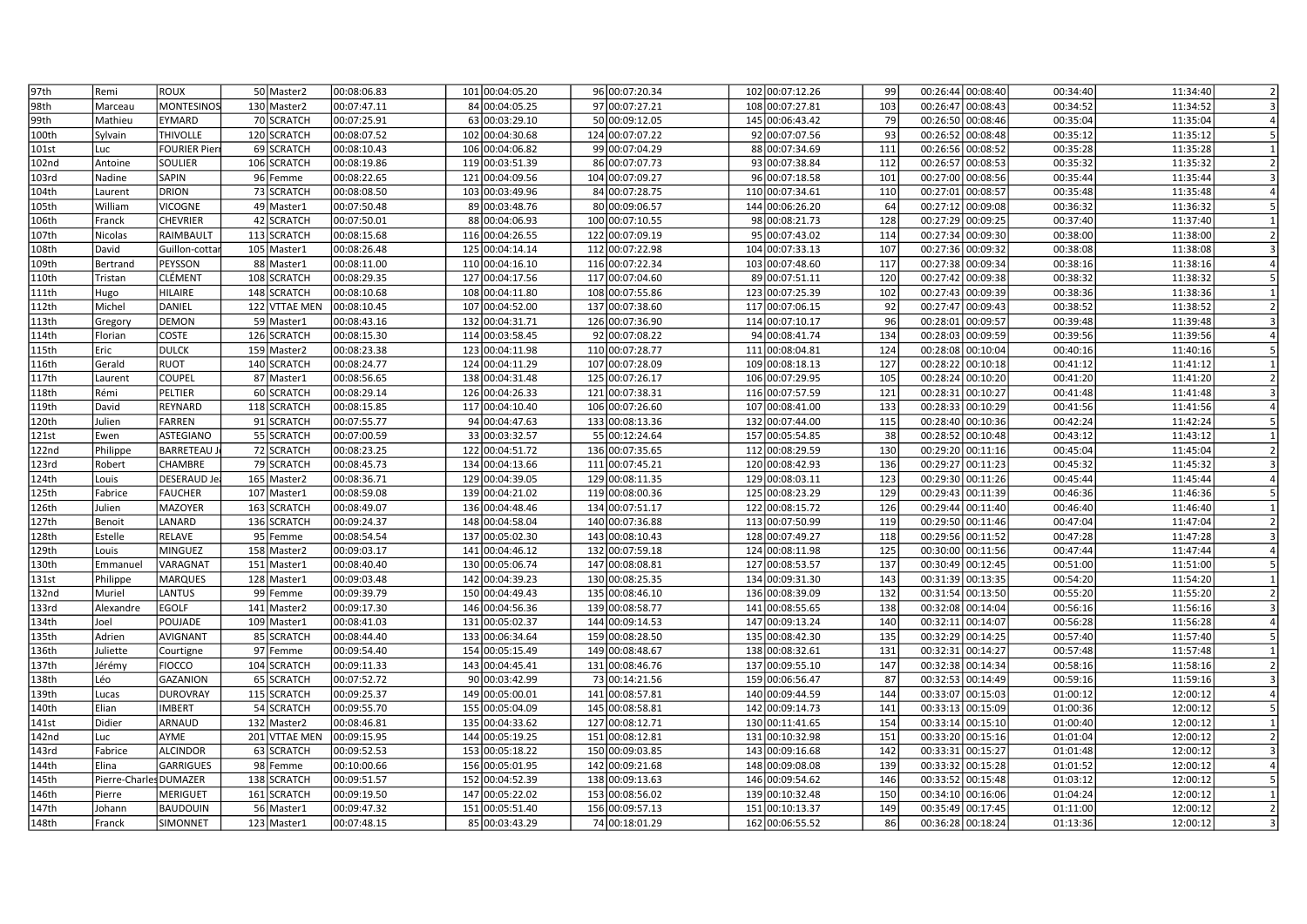| | | | | | | | | | | | | | | | | | | |
|---|---|---|---|---|---|---|---|---|---|---|---|---|---|---|---|---|---|---|
| 97th | Remi | ROUX | 50 | Master2 | 00:08:06.83 | 101 | 00:04:05.20 | 96 | 00:07:20.34 | 102 | 00:07:12.26 | 99 | 00:26:44 | 00:08:40 | 00:34:40 | 11:34:40 | 2 |
| 98th | Marceau | MONTESINOS | 130 | Master2 | 00:07:47.11 | 84 | 00:04:05.25 | 97 | 00:07:27.21 | 108 | 00:07:27.81 | 103 | 00:26:47 | 00:08:43 | 00:34:52 | 11:34:52 | 3 |
| 99th | Mathieu | EYMARD | 70 | SCRATCH | 00:07:25.91 | 63 | 00:03:29.10 | 50 | 00:09:12.05 | 145 | 00:06:43.42 | 79 | 00:26:50 | 00:08:46 | 00:35:04 | 11:35:04 | 4 |
| 100th | Sylvain | THIVOLLE | 120 | SCRATCH | 00:08:07.52 | 102 | 00:04:30.68 | 124 | 00:07:07.22 | 92 | 00:07:07.56 | 93 | 00:26:52 | 00:08:48 | 00:35:12 | 11:35:12 | 5 |
| 101st | Luc | FOURIER Pierr | 69 | SCRATCH | 00:08:10.43 | 106 | 00:04:06.82 | 99 | 00:07:04.29 | 88 | 00:07:34.69 | 111 | 00:26:56 | 00:08:52 | 00:35:28 | 11:35:28 | 1 |
| 102nd | Antoine | SOULIER | 106 | SCRATCH | 00:08:19.86 | 119 | 00:03:51.39 | 86 | 00:07:07.73 | 93 | 00:07:38.84 | 112 | 00:26:57 | 00:08:53 | 00:35:32 | 11:35:32 | 2 |
| 103rd | Nadine | SAPIN | 96 | Femme | 00:08:22.65 | 121 | 00:04:09.56 | 104 | 00:07:09.27 | 96 | 00:07:18.58 | 101 | 00:27:00 | 00:08:56 | 00:35:44 | 11:35:44 | 3 |
| 104th | Laurent | DRION | 73 | SCRATCH | 00:08:08.50 | 103 | 00:03:49.96 | 84 | 00:07:28.75 | 110 | 00:07:34.61 | 110 | 00:27:01 | 00:08:57 | 00:35:48 | 11:35:48 | 4 |
| 105th | William | VICOGNE | 49 | Master1 | 00:07:50.48 | 89 | 00:03:48.76 | 80 | 00:09:06.57 | 144 | 00:06:26.20 | 64 | 00:27:12 | 00:09:08 | 00:36:32 | 11:36:32 | 5 |
| 106th | Franck | CHEVRIER | 42 | SCRATCH | 00:07:50.01 | 88 | 00:04:06.93 | 100 | 00:07:10.55 | 98 | 00:08:21.73 | 128 | 00:27:29 | 00:09:25 | 00:37:40 | 11:37:40 | 1 |
| 107th | Nicolas | RAIMBAULT | 113 | SCRATCH | 00:08:15.68 | 116 | 00:04:26.55 | 122 | 00:07:09.19 | 95 | 00:07:43.02 | 114 | 00:27:34 | 00:09:30 | 00:38:00 | 11:38:00 | 2 |
| 108th | David | Guillon-cottar | 105 | Master1 | 00:08:26.48 | 125 | 00:04:14.14 | 112 | 00:07:22.98 | 104 | 00:07:33.13 | 107 | 00:27:36 | 00:09:32 | 00:38:08 | 11:38:08 | 3 |
| 109th | Bertrand | PEYSSON | 88 | Master1 | 00:08:11.00 | 110 | 00:04:16.10 | 116 | 00:07:22.34 | 103 | 00:07:48.60 | 117 | 00:27:38 | 00:09:34 | 00:38:16 | 11:38:16 | 4 |
| 110th | Tristan | CLÉMENT | 108 | SCRATCH | 00:08:29.35 | 127 | 00:04:17.56 | 117 | 00:07:04.60 | 89 | 00:07:51.11 | 120 | 00:27:42 | 00:09:38 | 00:38:32 | 11:38:32 | 5 |
| 111th | Hugo | HILAIRE | 148 | SCRATCH | 00:08:10.68 | 108 | 00:04:11.80 | 108 | 00:07:55.86 | 123 | 00:07:25.39 | 102 | 00:27:43 | 00:09:39 | 00:38:36 | 11:38:36 | 1 |
| 112th | Michel | DANIEL | 122 | VTTAE MEN | 00:08:10.45 | 107 | 00:04:52.00 | 137 | 00:07:38.60 | 117 | 00:07:06.15 | 92 | 00:27:47 | 00:09:43 | 00:38:52 | 11:38:52 | 2 |
| 113th | Gregory | DEMON | 59 | Master1 | 00:08:43.16 | 132 | 00:04:31.71 | 126 | 00:07:36.90 | 114 | 00:07:10.17 | 96 | 00:28:01 | 00:09:57 | 00:39:48 | 11:39:48 | 3 |
| 114th | Florian | COSTE | 126 | SCRATCH | 00:08:15.30 | 114 | 00:03:58.45 | 92 | 00:07:08.22 | 94 | 00:08:41.74 | 134 | 00:28:03 | 00:09:59 | 00:39:56 | 11:39:56 | 4 |
| 115th | Eric | DULCK | 159 | Master2 | 00:08:23.38 | 123 | 00:04:11.98 | 110 | 00:07:28.77 | 111 | 00:08:04.81 | 124 | 00:28:08 | 00:10:04 | 00:40:16 | 11:40:16 | 5 |
| 116th | Gerald | RUOT | 140 | SCRATCH | 00:08:24.77 | 124 | 00:04:11.29 | 107 | 00:07:28.09 | 109 | 00:08:18.13 | 127 | 00:28:22 | 00:10:18 | 00:41:12 | 11:41:12 | 1 |
| 117th | Laurent | COUPEL | 87 | Master1 | 00:08:56.65 | 138 | 00:04:31.48 | 125 | 00:07:26.17 | 106 | 00:07:29.95 | 105 | 00:28:24 | 00:10:20 | 00:41:20 | 11:41:20 | 2 |
| 118th | Rémi | PELTIER | 60 | SCRATCH | 00:08:29.14 | 126 | 00:04:26.33 | 121 | 00:07:38.31 | 116 | 00:07:57.59 | 121 | 00:28:31 | 00:10:27 | 00:41:48 | 11:41:48 | 3 |
| 119th | David | REYNARD | 118 | SCRATCH | 00:08:15.85 | 117 | 00:04:10.40 | 106 | 00:07:26.60 | 107 | 00:08:41.00 | 133 | 00:28:33 | 00:10:29 | 00:41:56 | 11:41:56 | 4 |
| 120th | Julien | FARREN | 91 | SCRATCH | 00:07:55.77 | 94 | 00:04:47.63 | 133 | 00:08:13.36 | 132 | 00:07:44.00 | 115 | 00:28:40 | 00:10:36 | 00:42:24 | 11:42:24 | 5 |
| 121st | Ewen | ASTEGIANO | 55 | SCRATCH | 00:07:00.59 | 33 | 00:03:32.57 | 55 | 00:12:24.64 | 157 | 00:05:54.85 | 38 | 00:28:52 | 00:10:48 | 00:43:12 | 11:43:12 | 1 |
| 122nd | Philippe | BARRETEAU J | 72 | SCRATCH | 00:08:23.25 | 122 | 00:04:51.72 | 136 | 00:07:35.65 | 112 | 00:08:29.59 | 130 | 00:29:20 | 00:11:16 | 00:45:04 | 11:45:04 | 2 |
| 123rd | Robert | CHAMBRE | 79 | SCRATCH | 00:08:45.73 | 134 | 00:04:13.66 | 111 | 00:07:45.21 | 120 | 00:08:42.93 | 136 | 00:29:27 | 00:11:23 | 00:45:32 | 11:45:32 | 3 |
| 124th | Louis | DESERAUD Je | 165 | Master2 | 00:08:36.71 | 129 | 00:04:39.05 | 129 | 00:08:11.35 | 129 | 00:08:03.11 | 123 | 00:29:30 | 00:11:26 | 00:45:44 | 11:45:44 | 4 |
| 125th | Fabrice | FAUCHER | 107 | Master1 | 00:08:59.08 | 139 | 00:04:21.02 | 119 | 00:08:00.36 | 125 | 00:08:23.29 | 129 | 00:29:43 | 00:11:39 | 00:46:36 | 11:46:36 | 5 |
| 126th | Julien | MAZOYER | 163 | SCRATCH | 00:08:49.07 | 136 | 00:04:48.46 | 134 | 00:07:51.17 | 122 | 00:08:15.72 | 126 | 00:29:44 | 00:11:40 | 00:46:40 | 11:46:40 | 1 |
| 127th | Benoit | LANARD | 136 | SCRATCH | 00:09:24.37 | 148 | 00:04:58.04 | 140 | 00:07:36.88 | 113 | 00:07:50.99 | 119 | 00:29:50 | 00:11:46 | 00:47:04 | 11:47:04 | 2 |
| 128th | Estelle | RELAVE | 95 | Femme | 00:08:54.54 | 137 | 00:05:02.30 | 143 | 00:08:10.43 | 128 | 00:07:49.27 | 118 | 00:29:56 | 00:11:52 | 00:47:28 | 11:47:28 | 3 |
| 129th | Louis | MINGUEZ | 158 | Master2 | 00:09:03.17 | 141 | 00:04:46.12 | 132 | 00:07:59.18 | 124 | 00:08:11.98 | 125 | 00:30:00 | 00:11:56 | 00:47:44 | 11:47:44 | 4 |
| 130th | Emmanuel | VARAGNAT | 151 | Master1 | 00:08:40.40 | 130 | 00:05:06.74 | 147 | 00:08:08.81 | 127 | 00:08:53.57 | 137 | 00:30:49 | 00:12:45 | 00:51:00 | 11:51:00 | 5 |
| 131st | Philippe | MARQUES | 128 | Master1 | 00:09:03.48 | 142 | 00:04:39.23 | 130 | 00:08:25.35 | 134 | 00:09:31.30 | 143 | 00:31:39 | 00:13:35 | 00:54:20 | 11:54:20 | 1 |
| 132nd | Muriel | LANTUS | 99 | Femme | 00:09:39.79 | 150 | 00:04:49.43 | 135 | 00:08:46.10 | 136 | 00:08:39.09 | 132 | 00:31:54 | 00:13:50 | 00:55:20 | 11:55:20 | 2 |
| 133rd | Alexandre | EGOLF | 141 | Master2 | 00:09:17.30 | 146 | 00:04:56.36 | 139 | 00:08:58.77 | 141 | 00:08:55.65 | 138 | 00:32:08 | 00:14:04 | 00:56:16 | 11:56:16 | 3 |
| 134th | Joel | POUJADE | 109 | Master1 | 00:08:41.03 | 131 | 00:05:02.37 | 144 | 00:09:14.53 | 147 | 00:09:13.24 | 140 | 00:32:11 | 00:14:07 | 00:56:28 | 11:56:28 | 4 |
| 135th | Adrien | AVIGNANT | 85 | SCRATCH | 00:08:44.40 | 133 | 00:06:34.64 | 159 | 00:08:28.50 | 135 | 00:08:42.30 | 135 | 00:32:29 | 00:14:25 | 00:57:40 | 11:57:40 | 5 |
| 136th | Juliette | Courtigne | 97 | Femme | 00:09:54.40 | 154 | 00:05:15.49 | 149 | 00:08:48.67 | 138 | 00:08:32.61 | 131 | 00:32:31 | 00:14:27 | 00:57:48 | 11:57:48 | 1 |
| 137th | Jérémy | FIOCCO | 104 | SCRATCH | 00:09:11.33 | 143 | 00:04:45.41 | 131 | 00:08:46.76 | 137 | 00:09:55.10 | 147 | 00:32:38 | 00:14:34 | 00:58:16 | 11:58:16 | 2 |
| 138th | Léo | GAZANION | 65 | SCRATCH | 00:07:52.72 | 90 | 00:03:42.99 | 73 | 00:14:21.56 | 159 | 00:06:56.47 | 87 | 00:32:53 | 00:14:49 | 00:59:16 | 11:59:16 | 3 |
| 139th | Lucas | DUROVRAY | 115 | SCRATCH | 00:09:25.37 | 149 | 00:05:00.01 | 141 | 00:08:57.81 | 140 | 00:09:44.59 | 144 | 00:33:07 | 00:15:03 | 01:00:12 | 12:00:12 | 4 |
| 140th | Elian | IMBERT | 54 | SCRATCH | 00:09:55.70 | 155 | 00:05:04.09 | 145 | 00:08:58.81 | 142 | 00:09:14.73 | 141 | 00:33:13 | 00:15:09 | 01:00:36 | 12:00:12 | 5 |
| 141st | Didier | ARNAUD | 132 | Master2 | 00:08:46.81 | 135 | 00:04:33.62 | 127 | 00:08:12.71 | 130 | 00:11:41.65 | 154 | 00:33:14 | 00:15:10 | 01:00:40 | 12:00:12 | 1 |
| 142nd | Luc | AYME | 201 | VTTAE MEN | 00:09:15.95 | 144 | 00:05:19.25 | 151 | 00:08:12.81 | 131 | 00:10:32.98 | 151 | 00:33:20 | 00:15:16 | 01:01:04 | 12:00:12 | 2 |
| 143rd | Fabrice | ALCINDOR | 63 | SCRATCH | 00:09:52.53 | 153 | 00:05:18.22 | 150 | 00:09:03.85 | 143 | 00:09:16.68 | 142 | 00:33:31 | 00:15:27 | 01:01:48 | 12:00:12 | 3 |
| 144th | Elina | GARRIGUES | 98 | Femme | 00:10:00.66 | 156 | 00:05:01.95 | 142 | 00:09:21.68 | 148 | 00:09:08.08 | 139 | 00:33:32 | 00:15:28 | 01:01:52 | 12:00:12 | 4 |
| 145th | Pierre-Charles | DUMAZER | 138 | SCRATCH | 00:09:51.57 | 152 | 00:04:52.39 | 138 | 00:09:13.63 | 146 | 00:09:54.62 | 146 | 00:33:52 | 00:15:48 | 01:03:12 | 12:00:12 | 5 |
| 146th | Pierre | MERIGUET | 161 | SCRATCH | 00:09:19.50 | 147 | 00:05:22.02 | 153 | 00:08:56.02 | 139 | 00:10:32.48 | 150 | 00:34:10 | 00:16:06 | 01:04:24 | 12:00:12 | 1 |
| 147th | Johann | BAUDOUIN | 56 | Master1 | 00:09:47.32 | 151 | 00:05:51.40 | 156 | 00:09:57.13 | 151 | 00:10:13.37 | 149 | 00:35:49 | 00:17:45 | 01:11:00 | 12:00:12 | 2 |
| 148th | Franck | SIMONNET | 123 | Master1 | 00:07:48.15 | 85 | 00:03:43.29 | 74 | 00:18:01.29 | 162 | 00:06:55.52 | 86 | 00:36:28 | 00:18:24 | 01:13:36 | 12:00:12 | 3 |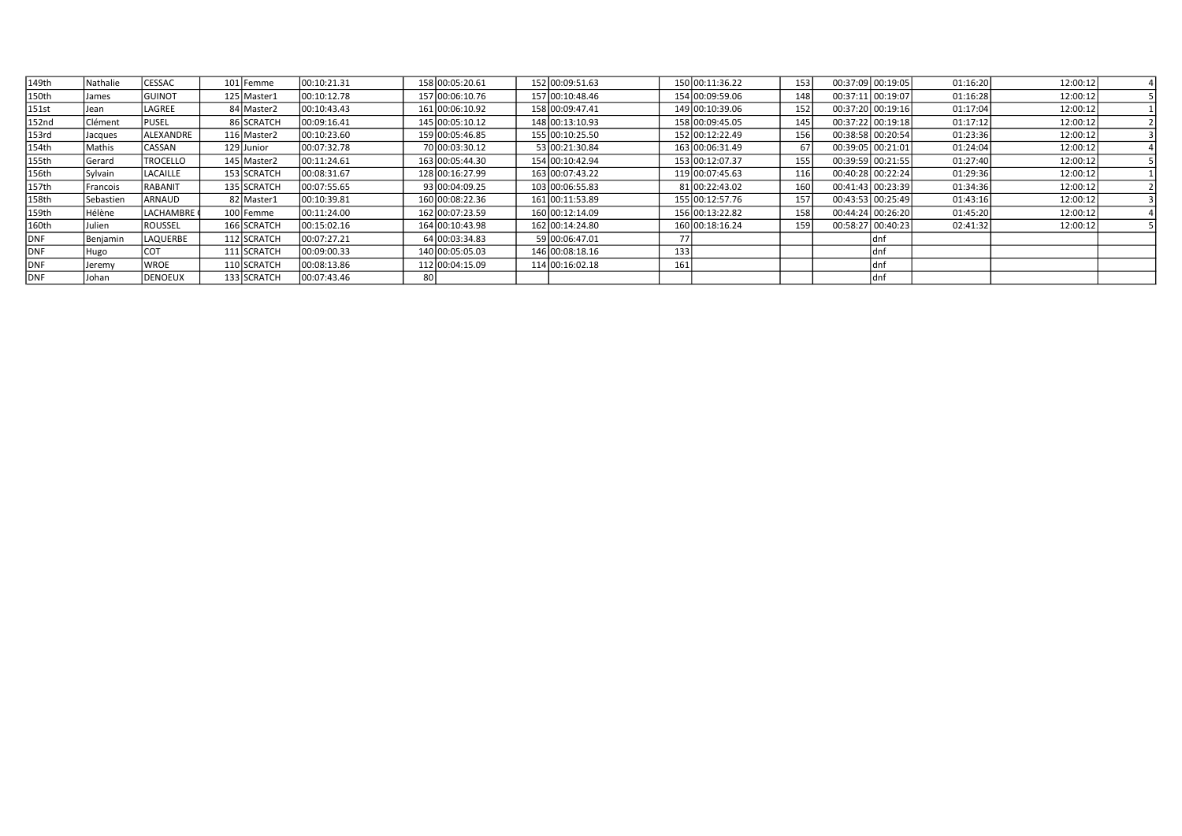| | | | | | | | | | | | | | | | | | |
|---|---|---|---|---|---|---|---|---|---|---|---|---|---|---|---|---|---|
| 149th | Nathalie | CESSAC | 101 | Femme | 00:10:21.31 | 158 | 00:05:20.61 | 152 | 00:09:51.63 | 150 | 00:11:36.22 | 153 | 00:37:09 | 00:19:05 | 01:16:20 | 12:00:12 | 4 |
| 150th | James | GUINOT | 125 | Master1 | 00:10:12.78 | 157 | 00:06:10.76 | 157 | 00:10:48.46 | 154 | 00:09:59.06 | 148 | 00:37:11 | 00:19:07 | 01:16:28 | 12:00:12 | 5 |
| 151st | Jean | LAGREE | 84 | Master2 | 00:10:43.43 | 161 | 00:06:10.92 | 158 | 00:09:47.41 | 149 | 00:10:39.06 | 152 | 00:37:20 | 00:19:16 | 01:17:04 | 12:00:12 | 1 |
| 152nd | Clément | PUSEL | 86 | SCRATCH | 00:09:16.41 | 145 | 00:05:10.12 | 148 | 00:13:10.93 | 158 | 00:09:45.05 | 145 | 00:37:22 | 00:19:18 | 01:17:12 | 12:00:12 | 2 |
| 153rd | Jacques | ALEXANDRE | 116 | Master2 | 00:10:23.60 | 159 | 00:05:46.85 | 155 | 00:10:25.50 | 152 | 00:12:22.49 | 156 | 00:38:58 | 00:20:54 | 01:23:36 | 12:00:12 | 3 |
| 154th | Mathis | CASSAN | 129 | Junior | 00:07:32.78 | 70 | 00:03:30.12 | 53 | 00:21:30.84 | 163 | 00:06:31.49 | 67 | 00:39:05 | 00:21:01 | 01:24:04 | 12:00:12 | 4 |
| 155th | Gerard | TROCELLO | 145 | Master2 | 00:11:24.61 | 163 | 00:05:44.30 | 154 | 00:10:42.94 | 153 | 00:12:07.37 | 155 | 00:39:59 | 00:21:55 | 01:27:40 | 12:00:12 | 5 |
| 156th | Sylvain | LACAILLE | 153 | SCRATCH | 00:08:31.67 | 128 | 00:16:27.99 | 163 | 00:07:43.22 | 119 | 00:07:45.63 | 116 | 00:40:28 | 00:22:24 | 01:29:36 | 12:00:12 | 1 |
| 157th | Francois | RABANIT | 135 | SCRATCH | 00:07:55.65 | 93 | 00:04:09.25 | 103 | 00:06:55.83 | 81 | 00:22:43.02 | 160 | 00:41:43 | 00:23:39 | 01:34:36 | 12:00:12 | 2 |
| 158th | Sebastien | ARNAUD | 82 | Master1 | 00:10:39.81 | 160 | 00:08:22.36 | 161 | 00:11:53.89 | 155 | 00:12:57.76 | 157 | 00:43:53 | 00:25:49 | 01:43:16 | 12:00:12 | 3 |
| 159th | Hélène | LACHAMBRE | 100 | Femme | 00:11:24.00 | 162 | 00:07:23.59 | 160 | 00:12:14.09 | 156 | 00:13:22.82 | 158 | 00:44:24 | 00:26:20 | 01:45:20 | 12:00:12 | 4 |
| 160th | Julien | ROUSSEL | 166 | SCRATCH | 00:15:02.16 | 164 | 00:10:43.98 | 162 | 00:14:24.80 | 160 | 00:18:16.24 | 159 | 00:58:27 | 00:40:23 | 02:41:32 | 12:00:12 | 5 |
| DNF | Benjamin | LAQUERBE | 112 | SCRATCH | 00:07:27.21 | 64 | 00:03:34.83 | 59 | 00:06:47.01 | 77 | | | | dnf | | | |
| DNF | Hugo | COT | 111 | SCRATCH | 00:09:00.33 | 140 | 00:05:05.03 | 146 | 00:08:18.16 | 133 | | | | dnf | | | |
| DNF | Jeremy | WROE | 110 | SCRATCH | 00:08:13.86 | 112 | 00:04:15.09 | 114 | 00:16:02.18 | 161 | | | | dnf | | | |
| DNF | Johan | DENOEUX | 133 | SCRATCH | 00:07:43.46 | 80 | | | | | | | | dnf | | | |